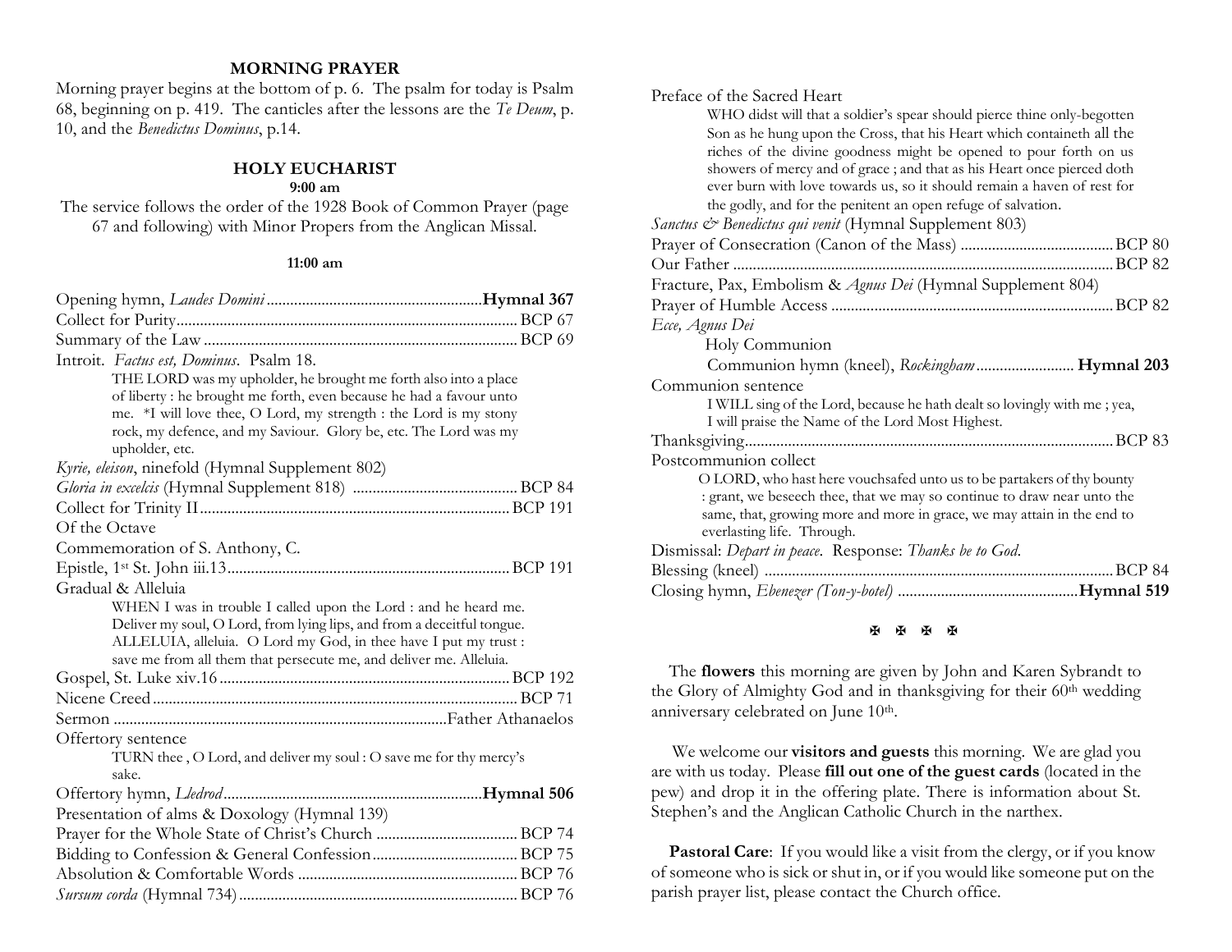## MORNING PRAYER

Morning prayer begins at the bottom of p. 6. The psalm for today is Psalm 68, beginning on p. 419. The canticles after the lessons are the *Te Deum*, p. 10, and the *Benedictus Dominus*, p.14.

## HOLY EUCHARIST

**9:00 am**

The service follows the order of the 1928 Book of Common Prayer (page 67 and following) with Minor Propers from the Anglican Missal.

**11:00 am**

Opening hymn, *Laudes Domini* ...................................................... **Hymnal 367**

Collect for Purity ...................................................................................... BCP 67

Summary of the Law .............................................................................. BCP 69

Introit. *Factus est, Dominus*. Psalm 18.

> THE LORD was my upholder, he brought me forth also into a place of liberty : he brought me forth, even because he had a favour unto me. *I will love thee, O Lord, my strength : the Lord is my stony rock, my defence, and my Saviour. Glory be, etc. The Lord was my upholder, etc.

*Kyrie, eleison*, ninefold (Hymnal Supplement 802)

*Gloria in excelcis* (Hymnal Supplement 818) .......................................... BCP 84

Collect for Trinity II .............................................................................. BCP 191

Of the Octave

Commemoration of S. Anthony, C.

Epistle, 1st St. John iii.13 ....................................................................... BCP 191

Gradual & Alleluia

> WHEN I was in trouble I called upon the Lord : and he heard me. Deliver my soul, O Lord, from lying lips, and from a deceitful tongue. ALLELUIA, alleluia. O Lord my God, in thee have I put my trust : save me from all them that persecute me, and deliver me. Alleluia.

Gospel, St. Luke xiv.16 ......................................................................... BCP 192

Nicene Creed ........................................................................................... BCP 71

Sermon .................................................................................... Father Athanaelos

Offertory sentence

> TURN thee , O Lord, and deliver my soul : O save me for thy mercy's sake.

Offertory hymn, *Lledrod* ................................................................. **Hymnal 506**

Presentation of alms & Doxology (Hymnal 139)

Prayer for the Whole State of Christ's Church ................................... BCP 74

Bidding to Confession & General Confession ..................................... BCP 75

Absolution & Comfortable Words ........................................................ BCP 76

*Sursum corda* (Hymnal 734) ................................................................... BCP 76

Preface of the Sacred Heart

> WHO didst will that a soldier's spear should pierce thine only-begotten Son as he hung upon the Cross, that his Heart which containeth all the riches of the divine goodness might be opened to pour forth on us showers of mercy and of grace ; and that as his Heart once pierced doth ever burn with love towards us, so it should remain a haven of rest for the godly, and for the penitent an open refuge of salvation.

*Sanctus & Benedictus qui venit* (Hymnal Supplement 803)

Prayer of Consecration (Canon of the Mass) ....................................... BCP 80

Our Father ................................................................................................ BCP 82

Fracture, Pax, Embolism & *Agnus Dei* (Hymnal Supplement 804)

Prayer of Humble Access ........................................................................ BCP 82

*Ecce, Agnus Dei*

Holy Communion

Communion hymn (kneel), *Rockingham* ......................... **Hymnal 203**

Communion sentence

> I WILL sing of the Lord, because he hath dealt so lovingly with me ; yea, I will praise the Name of the Lord Most Highest.

Thanksgiving ............................................................................................. BCP 83

Postcommunion collect

> O LORD, who hast here vouchsafed unto us to be partakers of thy bounty : grant, we beseech thee, that we may so continue to draw near unto the same, that, growing more and more in grace, we may attain in the end to everlasting life. Through.

Dismissal: *Depart in peace*. Response: *Thanks be to God*.

Blessing (kneel) ........................................................................................ BCP 84

Closing hymn, *Ebenezer (Ton-y-botel)* ............................................. **Hymnal 519**

✠ ✠ ✠ ✠

The **flowers** this morning are given by John and Karen Sybrandt to the Glory of Almighty God and in thanksgiving for their 60th wedding anniversary celebrated on June 10th.

We welcome our **visitors and guests** this morning. We are glad you are with us today. Please **fill out one of the guest cards** (located in the pew) and drop it in the offering plate. There is information about St. Stephen's and the Anglican Catholic Church in the narthex.

**Pastoral Care**: If you would like a visit from the clergy, or if you know of someone who is sick or shut in, or if you would like someone put on the parish prayer list, please contact the Church office.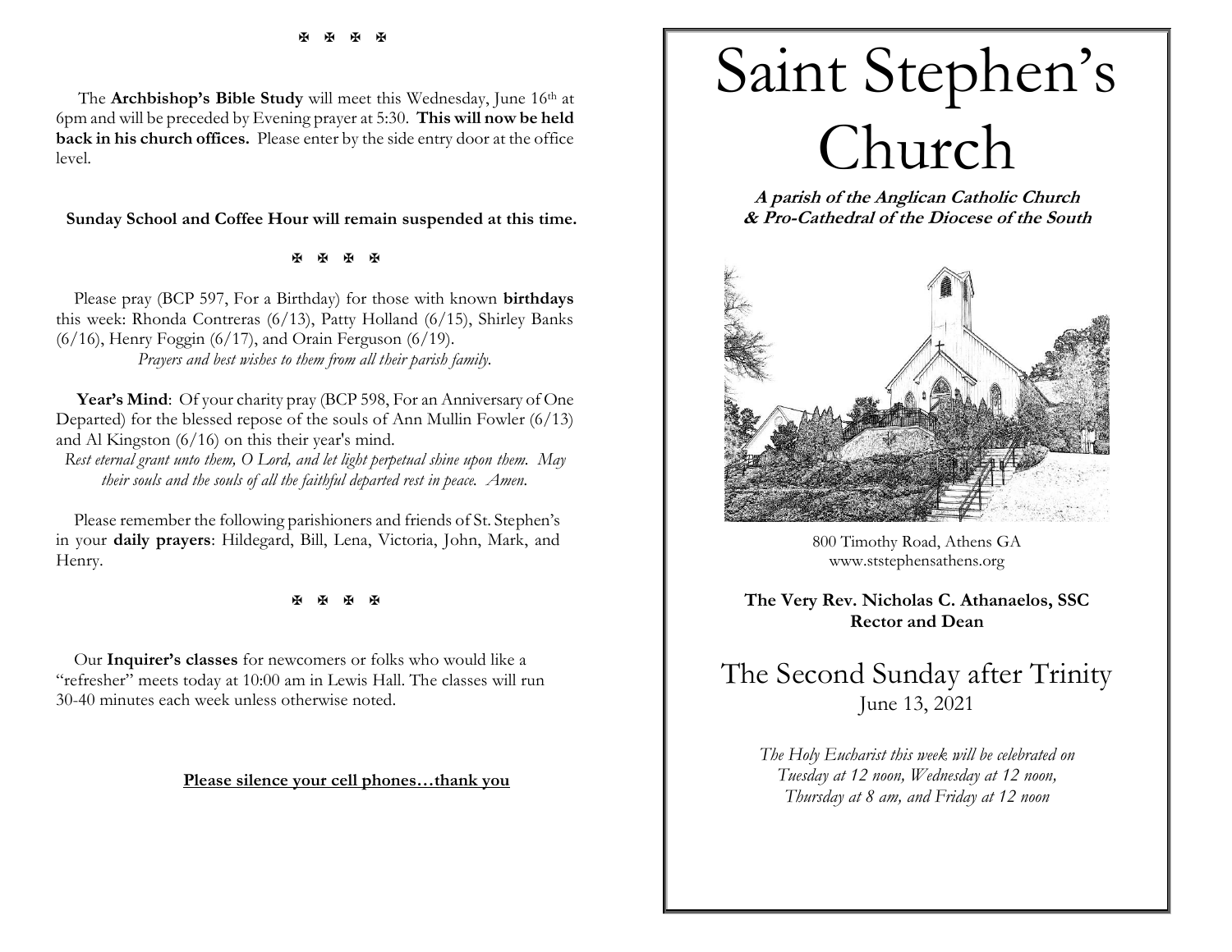✠ ✠ ✠ ✠

The **Archbishop's Bible Study** will meet this Wednesday, June 16th at 6pm and will be preceded by Evening prayer at 5:30. **This will now be held back in his church offices.** Please enter by the side entry door at the office level.

**Sunday School and Coffee Hour will remain suspended at this time.**

✠ ✠ ✠ ✠

Please pray (BCP 597, For a Birthday) for those with known **birthdays** this week: Rhonda Contreras (6/13), Patty Holland (6/15), Shirley Banks (6/16), Henry Foggin (6/17), and Orain Ferguson (6/19).

*Prayers and best wishes to them from all their parish family.*

**Year's Mind**: Of your charity pray (BCP 598, For an Anniversary of One Departed) for the blessed repose of the souls of Ann Mullin Fowler (6/13) and Al Kingston (6/16) on this their year's mind.

*Rest eternal grant unto them, O Lord, and let light perpetual shine upon them. May their souls and the souls of all the faithful departed rest in peace. Amen.*

Please remember the following parishioners and friends of St. Stephen's in your **daily prayers**: Hildegard, Bill, Lena, Victoria, John, Mark, and Henry.

✠ ✠ ✠ ✠

Our **Inquirer's classes** for newcomers or folks who would like a "refresher" meets today at 10:00 am in Lewis Hall. The classes will run 30-40 minutes each week unless otherwise noted.

**Please silence your cell phones…thank you**

# Saint Stephen's Church

***A parish of the Anglican Catholic Church & Pro-Cathedral of the Diocese of the South***

800 Timothy Road, Athens GA
www.ststephensathens.org

**The Very Rev. Nicholas C. Athanaelos, SSC**
**Rector and Dean**

## The Second Sunday after Trinity

June 13, 2021

*The Holy Eucharist this week will be celebrated on Tuesday at 12 noon, Wednesday at 12 noon, Thursday at 8 am, and Friday at 12 noon*